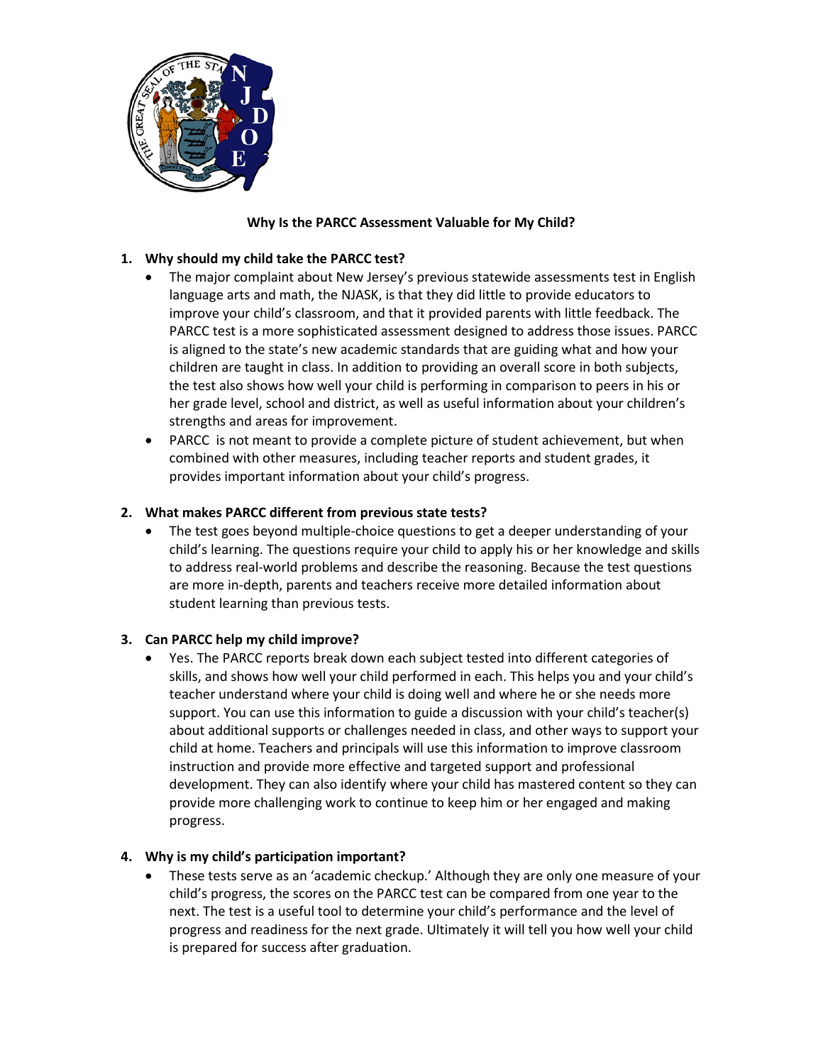**Why Is the PARCC Assessment Valuable for My Child?**

1. **Why should my child take the PARCC test?**
   - The major complaint about New Jersey's previous statewide assessments test in English language arts and math, the NJASK, is that they did little to provide educators to improve your child's classroom, and that it provided parents with little feedback. The PARCC test is a more sophisticated assessment designed to address those issues. PARCC is aligned to the state's new academic standards that are guiding what and how your children are taught in class. In addition to providing an overall score in both subjects, the test also shows how well your child is performing in comparison to peers in his or her grade level, school and district, as well as useful information about your children's strengths and areas for improvement.
   - PARCC is not meant to provide a complete picture of student achievement, but when combined with other measures, including teacher reports and student grades, it provides important information about your child's progress.

2. **What makes PARCC different from previous state tests?**
   - The test goes beyond multiple-choice questions to get a deeper understanding of your child's learning. The questions require your child to apply his or her knowledge and skills to address real-world problems and describe the reasoning. Because the test questions are more in-depth, parents and teachers receive more detailed information about student learning than previous tests.

3. **Can PARCC help my child improve?**
   - Yes. The PARCC reports break down each subject tested into different categories of skills, and shows how well your child performed in each. This helps you and your child's teacher understand where your child is doing well and where he or she needs more support. You can use this information to guide a discussion with your child's teacher(s) about additional supports or challenges needed in class, and other ways to support your child at home. Teachers and principals will use this information to improve classroom instruction and provide more effective and targeted support and professional development. They can also identify where your child has mastered content so they can provide more challenging work to continue to keep him or her engaged and making progress.

4. **Why is my child's participation important?**
   - These tests serve as an 'academic checkup.' Although they are only one measure of your child's progress, the scores on the PARCC test can be compared from one year to the next. The test is a useful tool to determine your child's performance and the level of progress and readiness for the next grade. Ultimately it will tell you how well your child is prepared for success after graduation.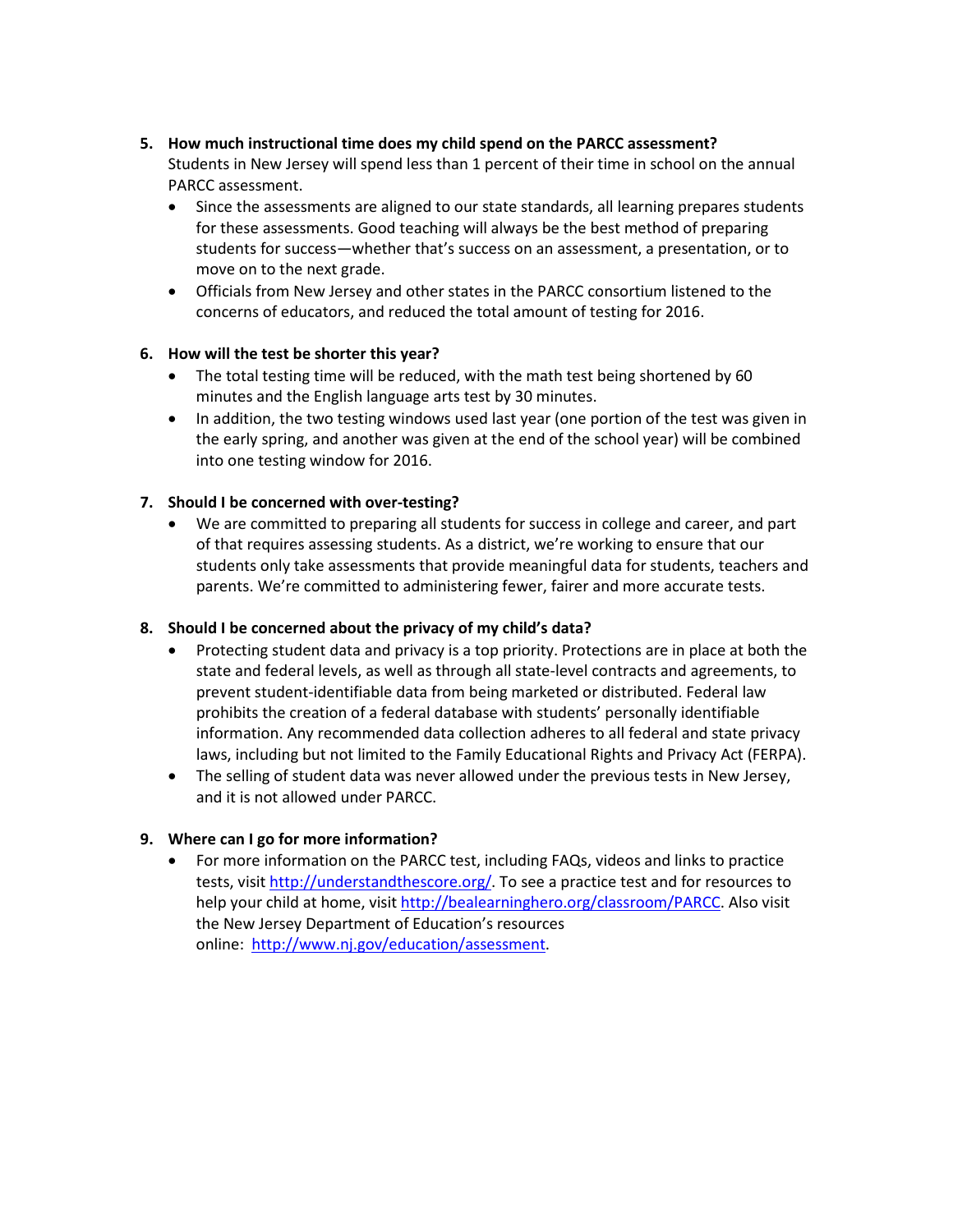5. **How much instructional time does my child spend on the PARCC assessment?**
   Students in New Jersey will spend less than 1 percent of their time in school on the annual PARCC assessment.
   - Since the assessments are aligned to our state standards, all learning prepares students for these assessments. Good teaching will always be the best method of preparing students for success—whether that's success on an assessment, a presentation, or to move on to the next grade.
   - Officials from New Jersey and other states in the PARCC consortium listened to the concerns of educators, and reduced the total amount of testing for 2016.

6. **How will the test be shorter this year?**
   - The total testing time will be reduced, with the math test being shortened by 60 minutes and the English language arts test by 30 minutes.
   - In addition, the two testing windows used last year (one portion of the test was given in the early spring, and another was given at the end of the school year) will be combined into one testing window for 2016.

7. **Should I be concerned with over-testing?**
   - We are committed to preparing all students for success in college and career, and part of that requires assessing students. As a district, we're working to ensure that our students only take assessments that provide meaningful data for students, teachers and parents. We're committed to administering fewer, fairer and more accurate tests.

8. **Should I be concerned about the privacy of my child's data?**
   - Protecting student data and privacy is a top priority. Protections are in place at both the state and federal levels, as well as through all state-level contracts and agreements, to prevent student-identifiable data from being marketed or distributed. Federal law prohibits the creation of a federal database with students' personally identifiable information. Any recommended data collection adheres to all federal and state privacy laws, including but not limited to the Family Educational Rights and Privacy Act (FERPA).
   - The selling of student data was never allowed under the previous tests in New Jersey, and it is not allowed under PARCC.

9. **Where can I go for more information?**
   - For more information on the PARCC test, including FAQs, videos and links to practice tests, visit http://understandthescore.org/. To see a practice test and for resources to help your child at home, visit http://bealearninghero.org/classroom/PARCC. Also visit the New Jersey Department of Education's resources online: http://www.nj.gov/education/assessment.